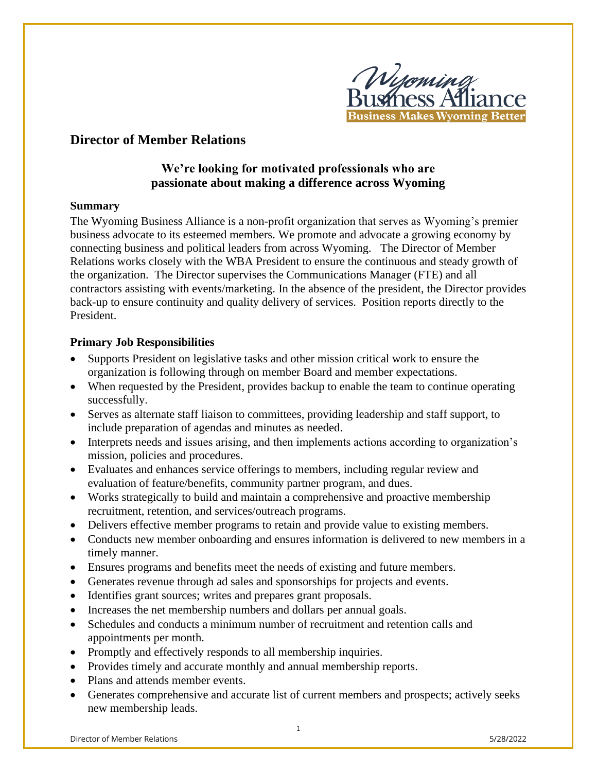## Director of Member Relations

### We're looking for motivated professionals who are passionate about making a difference across Wyoming

**Summary**

The Wyoming Business Alliance is a non-profit organization that serves as Wyoming's premier business advocate to its esteemed members. We promote and advocate a growing economy by connecting business and political leaders from across Wyoming. The Director of Member Relations works closely with the WBA President to ensure the continuous and steady growth of the organization. The Director supervises the Communications Manager (FTE) and all contractors assisting with events/marketing. In the absence of the president, the Director provides back-up to ensure continuity and quality delivery of services. Position reports directly to the President.

**Primary Job Responsibilities**

- Supports President on legislative tasks and other mission critical work to ensure the organization is following through on member Board and member expectations.
- When requested by the President, provides backup to enable the team to continue operating successfully.
- Serves as alternate staff liaison to committees, providing leadership and staff support, to include preparation of agendas and minutes as needed.
- Interprets needs and issues arising, and then implements actions according to organization's mission, policies and procedures.
- Evaluates and enhances service offerings to members, including regular review and evaluation of feature/benefits, community partner program, and dues.
- Works strategically to build and maintain a comprehensive and proactive membership recruitment, retention, and services/outreach programs.
- Delivers effective member programs to retain and provide value to existing members.
- Conducts new member onboarding and ensures information is delivered to new members in a timely manner.
- Ensures programs and benefits meet the needs of existing and future members.
- Generates revenue through ad sales and sponsorships for projects and events.
- Identifies grant sources; writes and prepares grant proposals.
- Increases the net membership numbers and dollars per annual goals.
- Schedules and conducts a minimum number of recruitment and retention calls and appointments per month.
- Promptly and effectively responds to all membership inquiries.
- Provides timely and accurate monthly and annual membership reports.
- Plans and attends member events.
- Generates comprehensive and accurate list of current members and prospects; actively seeks new membership leads.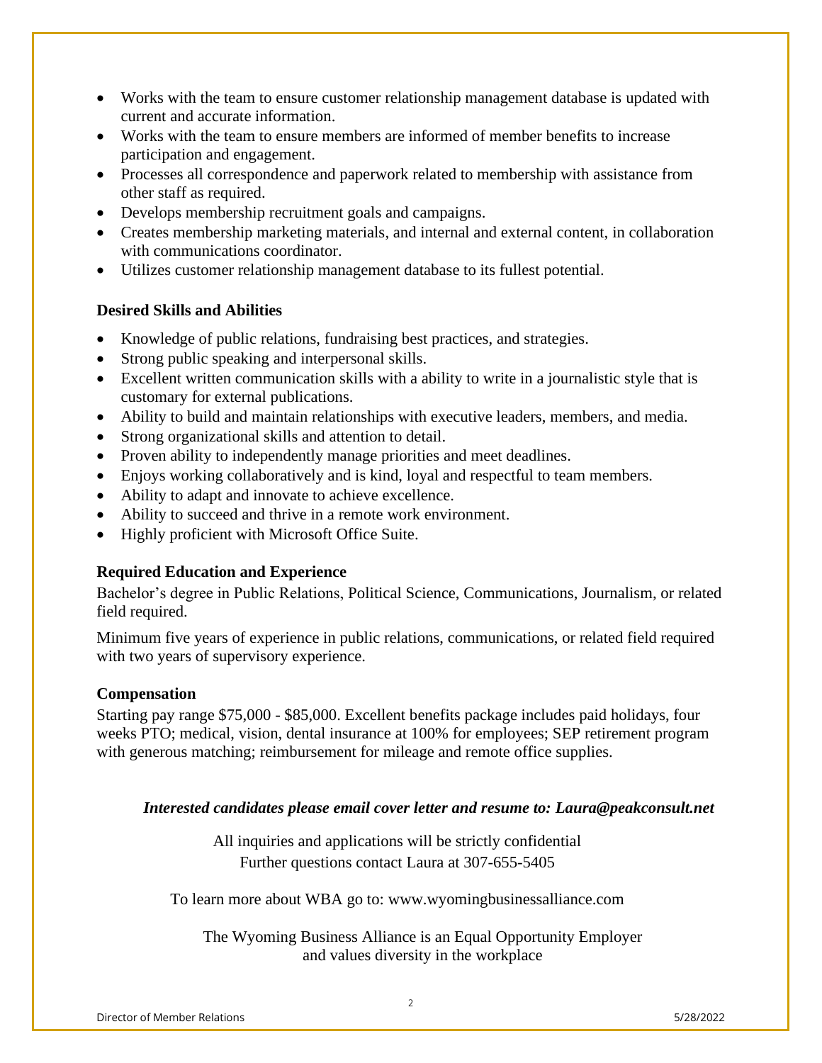- Works with the team to ensure customer relationship management database is updated with current and accurate information.
- Works with the team to ensure members are informed of member benefits to increase participation and engagement.
- Processes all correspondence and paperwork related to membership with assistance from other staff as required.
- Develops membership recruitment goals and campaigns.
- Creates membership marketing materials, and internal and external content, in collaboration with communications coordinator.
- Utilizes customer relationship management database to its fullest potential.

### Desired Skills and Abilities

- Knowledge of public relations, fundraising best practices, and strategies.
- Strong public speaking and interpersonal skills.
- Excellent written communication skills with a ability to write in a journalistic style that is customary for external publications.
- Ability to build and maintain relationships with executive leaders, members, and media.
- Strong organizational skills and attention to detail.
- Proven ability to independently manage priorities and meet deadlines.
- Enjoys working collaboratively and is kind, loyal and respectful to team members.
- Ability to adapt and innovate to achieve excellence.
- Ability to succeed and thrive in a remote work environment.
- Highly proficient with Microsoft Office Suite.

### Required Education and Experience

Bachelor's degree in Public Relations, Political Science, Communications, Journalism, or related field required.

Minimum five years of experience in public relations, communications, or related field required with two years of supervisory experience.

### Compensation

Starting pay range $75,000 - $85,000. Excellent benefits package includes paid holidays, four weeks PTO; medical, vision, dental insurance at 100% for employees; SEP retirement program with generous matching; reimbursement for mileage and remote office supplies.

***Interested candidates please email cover letter and resume to: Laura@peakconsult.net***

All inquiries and applications will be strictly confidential
Further questions contact Laura at 307-655-5405

To learn more about WBA go to: www.wyomingbusinessalliance.com

The Wyoming Business Alliance is an Equal Opportunity Employer
and values diversity in the workplace